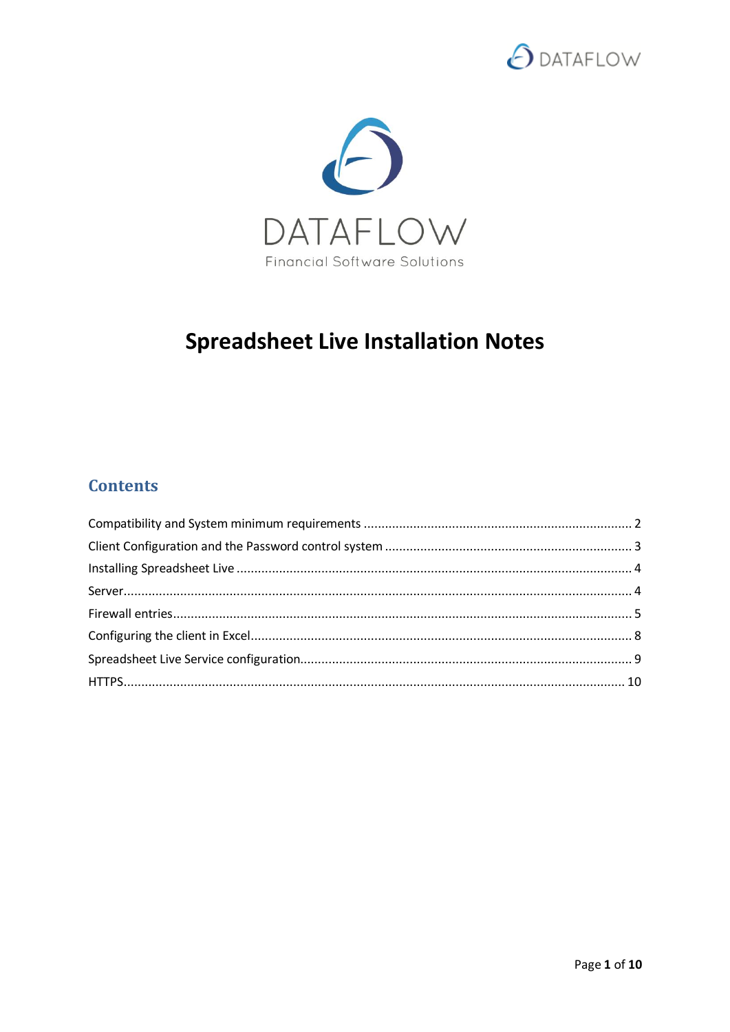DATAFLOW

Financial Software Solutions

# Spreadsheet Live Installation Notes

## Contents

Compatibility and System minimum requirements ........ 2
Client Configuration and the Password control system ........ 3
Installing Spreadsheet Live ........ 4
Server ........ 4
Firewall entries ........ 5
Configuring the client in Excel ........ 8
Spreadsheet Live Service configuration ........ 9
HTTPS ........ 10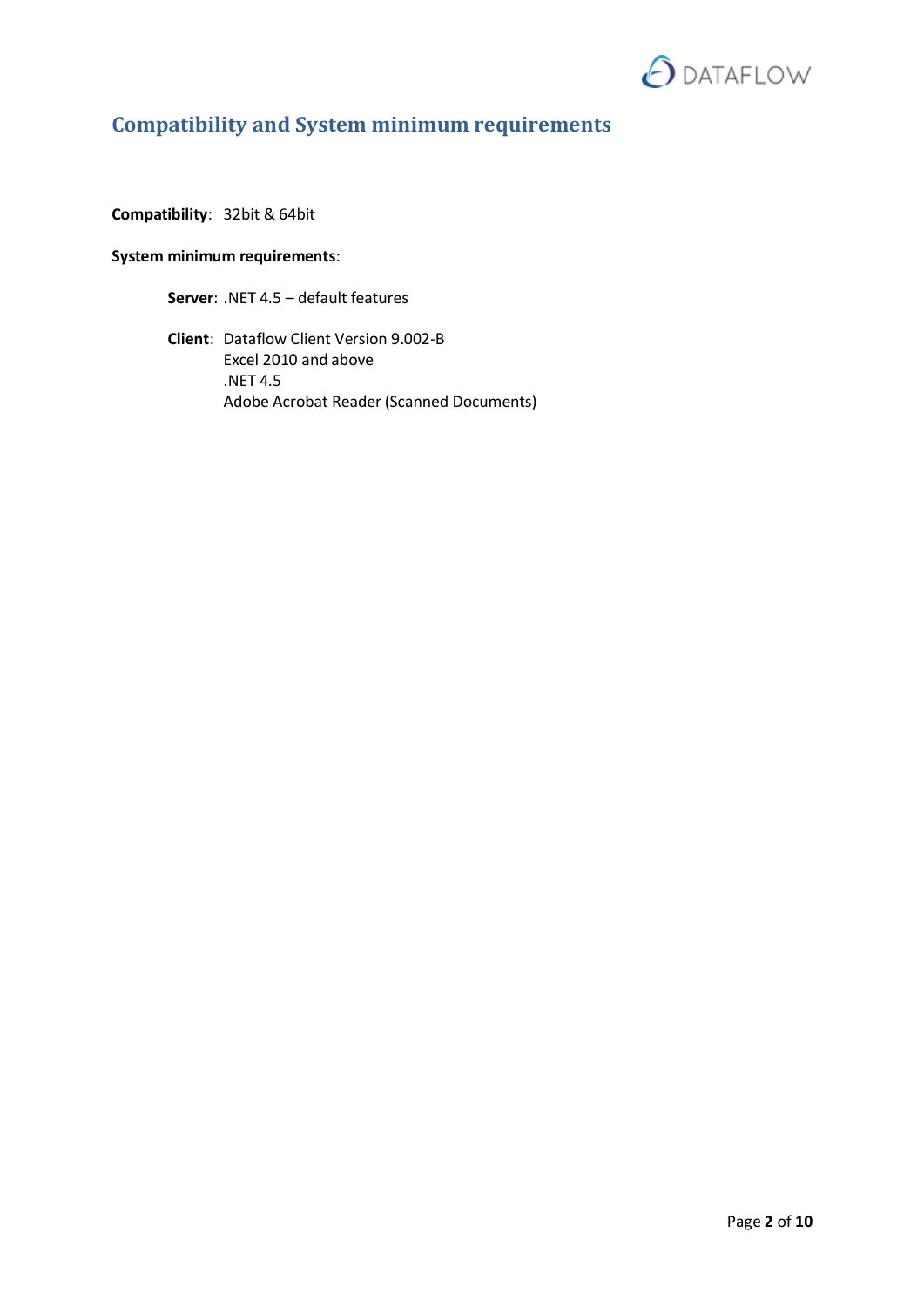## Compatibility and System minimum requirements

**Compatibility**: 32bit & 64bit

**System minimum requirements**:

**Server**: .NET 4.5 – default features

**Client**: Dataflow Client Version 9.002-B
Excel 2010 and above
.NET 4.5
Adobe Acrobat Reader (Scanned Documents)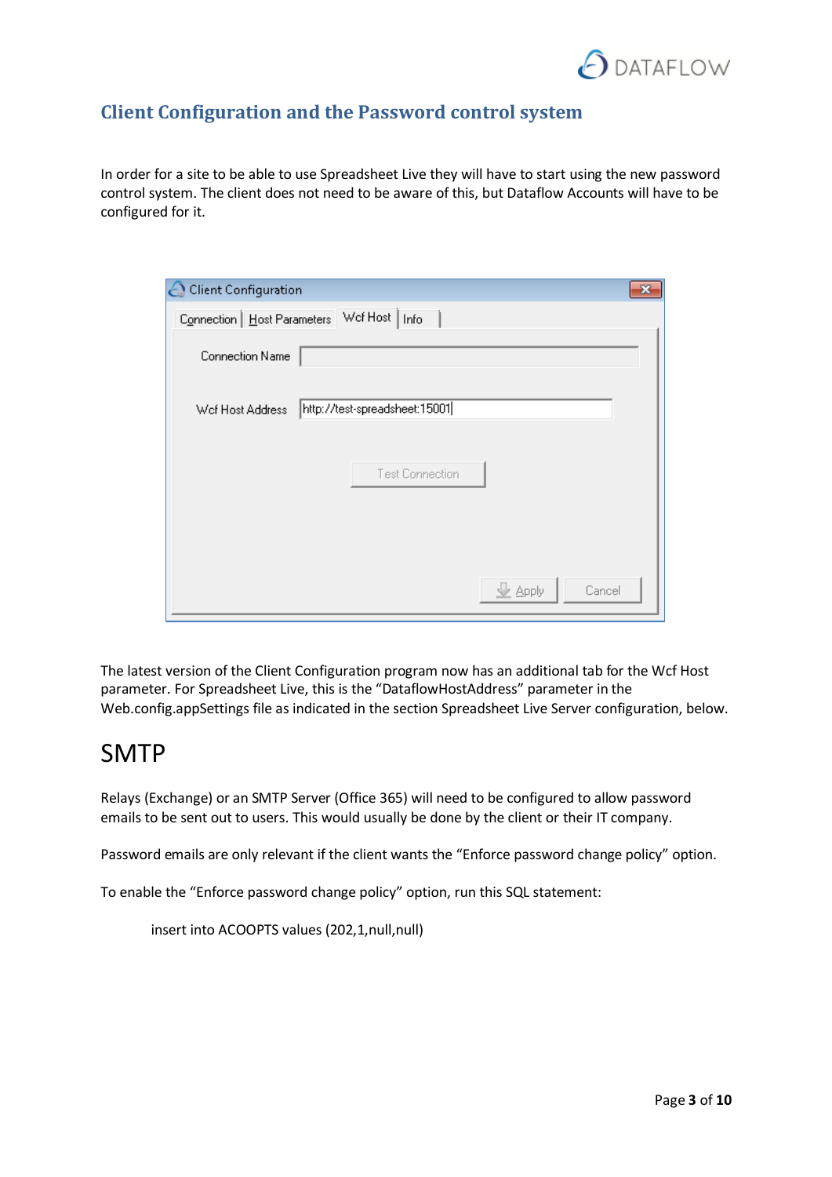## Client Configuration and the Password control system

In order for a site to be able to use Spreadsheet Live they will have to start using the new password control system. The client does not need to be aware of this, but Dataflow Accounts will have to be configured for it.

The latest version of the Client Configuration program now has an additional tab for the Wcf Host parameter. For Spreadsheet Live, this is the "DataflowHostAddress" parameter in the Web.config.appSettings file as indicated in the section Spreadsheet Live Server configuration, below.

# SMTP

Relays (Exchange) or an SMTP Server (Office 365) will need to be configured to allow password emails to be sent out to users. This would usually be done by the client or their IT company.

Password emails are only relevant if the client wants the "Enforce password change policy" option.

To enable the "Enforce password change policy" option, run this SQL statement:

```
insert into ACOOPTS values (202,1,null,null)
```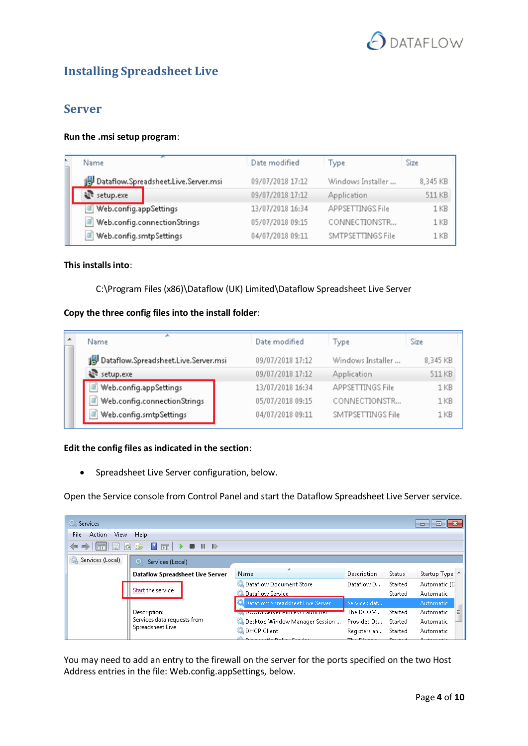# Installing Spreadsheet Live

## Server

**Run the .msi setup program**:

| Name | Date modified | Type | Size |
|---|---|---|---|
| Dataflow.Spreadsheet.Live.Server.msi | 09/07/2018 17:12 | Windows Installer ... | 8,345 KB |
| setup.exe | 09/07/2018 17:12 | Application | 511 KB |
| Web.config.appSettings | 13/07/2018 16:34 | APPSETTINGS File | 1 KB |
| Web.config.connectionStrings | 05/07/2018 09:15 | CONNECTIONSTR... | 1 KB |
| Web.config.smtpSettings | 04/07/2018 09:11 | SMTPSETTINGS File | 1 KB |

**This installs into**:

C:\Program Files (x86)\Dataflow (UK) Limited\Dataflow Spreadsheet Live Server

**Copy the three config files into the install folder**:

| Name | Date modified | Type | Size |
|---|---|---|---|
| Dataflow.Spreadsheet.Live.Server.msi | 09/07/2018 17:12 | Windows Installer ... | 8,345 KB |
| setup.exe | 09/07/2018 17:12 | Application | 511 KB |
| Web.config.appSettings | 13/07/2018 16:34 | APPSETTINGS File | 1 KB |
| Web.config.connectionStrings | 05/07/2018 09:15 | CONNECTIONSTR... | 1 KB |
| Web.config.smtpSettings | 04/07/2018 09:11 | SMTPSETTINGS File | 1 KB |

**Edit the config files as indicated in the section**:

- Spreadsheet Live Server configuration, below.

Open the Service console from Control Panel and start the Dataflow Spreadsheet Live Server service.

Services

File Action View Help

Services (Local)

**Dataflow Spreadsheet Live Server**

Start the service

Description:
Services data requests from Spreadsheet Live

| Name | Description | Status | Startup Type |
|---|---|---|---|
| Dataflow Document Store | Dataflow D... | Started | Automatic (D |
| Dataflow Service | | Started | Automatic |
| Dataflow Spreadsheet Live Server | Services dat... | | Automatic |
| DCOM Server Process Launcher | The DCOM... | Started | Automatic |
| Desktop Window Manager Session ... | Provides De... | Started | Automatic |
| DHCP Client | Registers an... | Started | Automatic |

You may need to add an entry to the firewall on the server for the ports specified on the two Host Address entries in the file: Web.config.appSettings, below.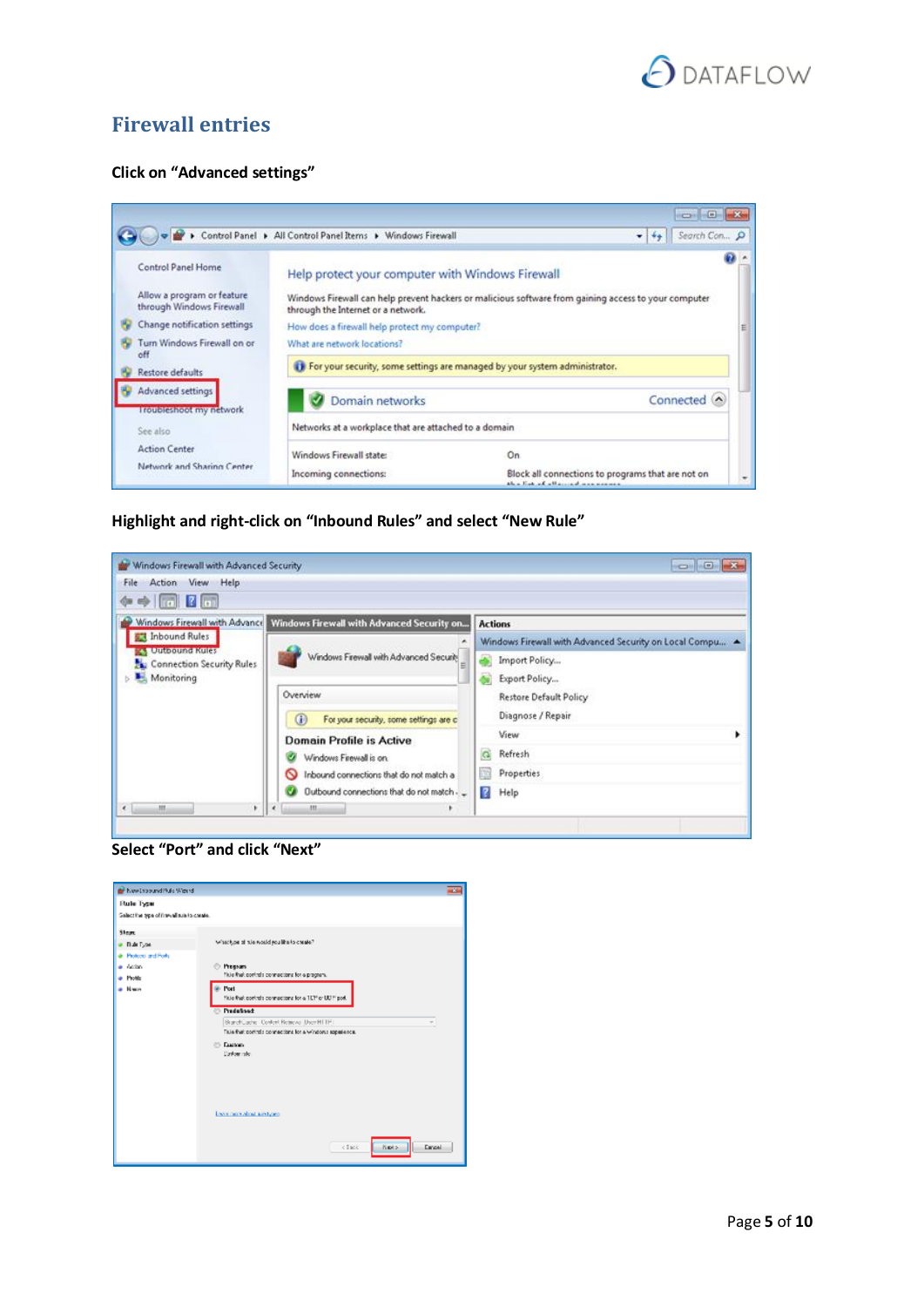## Firewall entries

**Click on “Advanced settings”**

**Highlight and right-click on “Inbound Rules” and select “New Rule”**

**Select “Port” and click “Next”**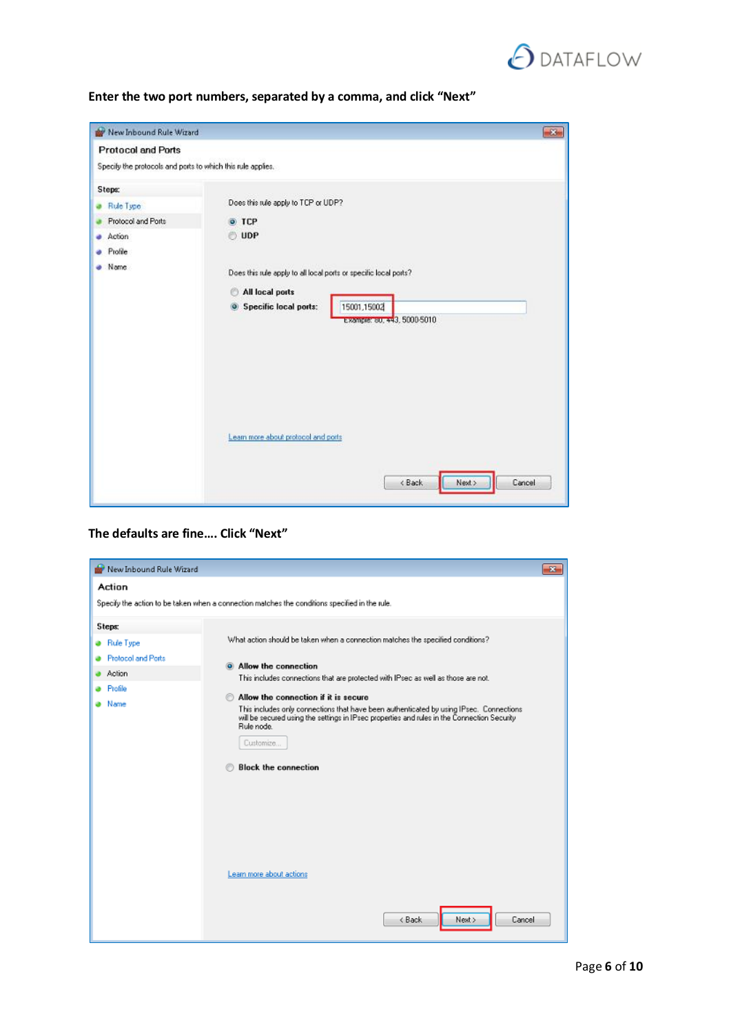**Enter the two port numbers, separated by a comma, and click "Next"**

**The defaults are fine…. Click "Next"**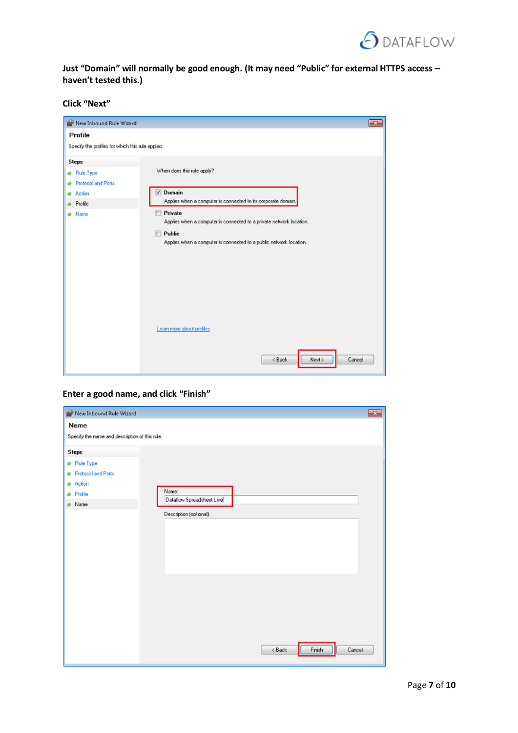**Just “Domain” will normally be good enough. (It may need “Public” for external HTTPS access – haven’t tested this.)**

**Click “Next”**

**Enter a good name, and click “Finish”**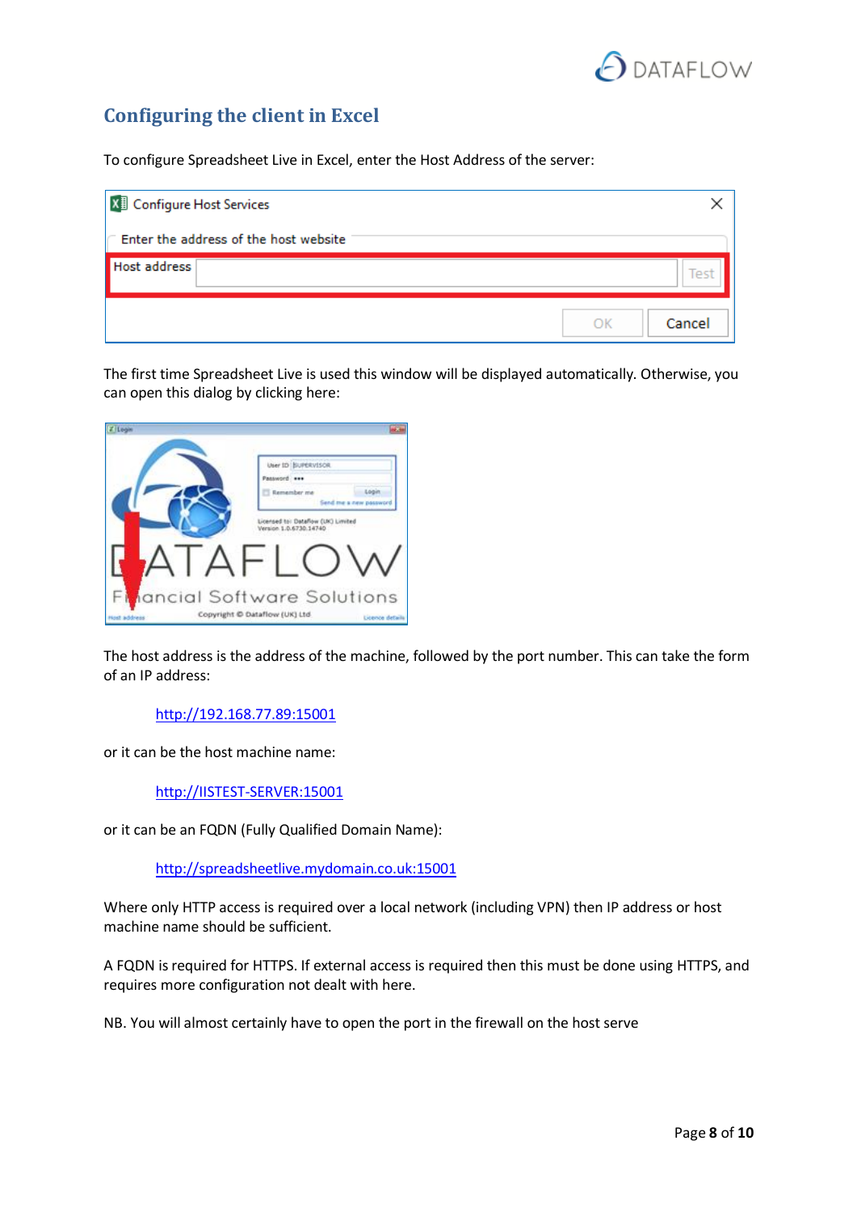## Configuring the client in Excel

To configure Spreadsheet Live in Excel, enter the Host Address of the server:

The first time Spreadsheet Live is used this window will be displayed automatically. Otherwise, you can open this dialog by clicking here:

The host address is the address of the machine, followed by the port number. This can take the form of an IP address:

http://192.168.77.89:15001

or it can be the host machine name:

http://IISTEST-SERVER:15001

or it can be an FQDN (Fully Qualified Domain Name):

http://spreadsheetlive.mydomain.co.uk:15001

Where only HTTP access is required over a local network (including VPN) then IP address or host machine name should be sufficient.

A FQDN is required for HTTPS. If external access is required then this must be done using HTTPS, and requires more configuration not dealt with here.

NB. You will almost certainly have to open the port in the firewall on the host serve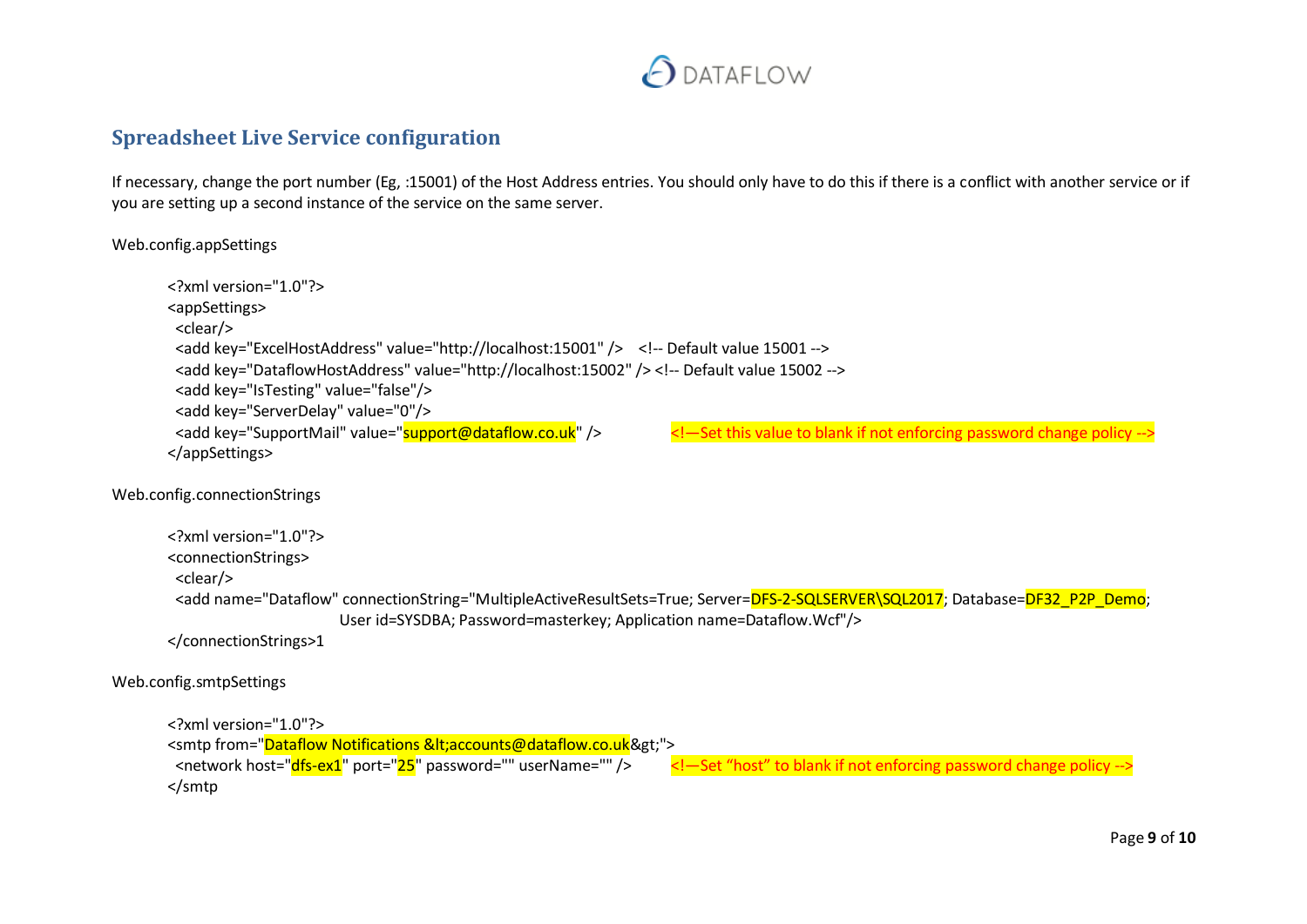## Spreadsheet Live Service configuration

If necessary, change the port number (Eg, :15001) of the Host Address entries. You should only have to do this if there is a conflict with another service or if you are setting up a second instance of the service on the same server.

Web.config.appSettings

```
<?xml version="1.0"?>
<appSettings>
  <clear/>
  <add key="ExcelHostAddress" value="http://localhost:15001" />   <!-- Default value 15001 -->
  <add key="DataflowHostAddress" value="http://localhost:15002" /> <!-- Default value 15002 -->
  <add key="IsTesting" value="false"/>
  <add key="ServerDelay" value="0"/>
  <add key="SupportMail" value="support@dataflow.co.uk" />          <!—Set this value to blank if not enforcing password change policy -->
</appSettings>
```

Web.config.connectionStrings

```
<?xml version="1.0"?>
<connectionStrings>
  <clear/>
  <add name="Dataflow" connectionString="MultipleActiveResultSets=True; Server=DFS-2-SQLSERVER\SQL2017; Database=DF32_P2P_Demo;
                                User id=SYSDBA; Password=masterkey; Application name=Dataflow.Wcf"/>
</connectionStrings>1
```

Web.config.smtpSettings

```
<?xml version="1.0"?>
<smtp from="Dataflow Notifications &lt;accounts@dataflow.co.uk&gt;">
  <network host="dfs-ex1" port="25" password="" userName="" />      <!—Set "host" to blank if not enforcing password change policy -->
</smtp
```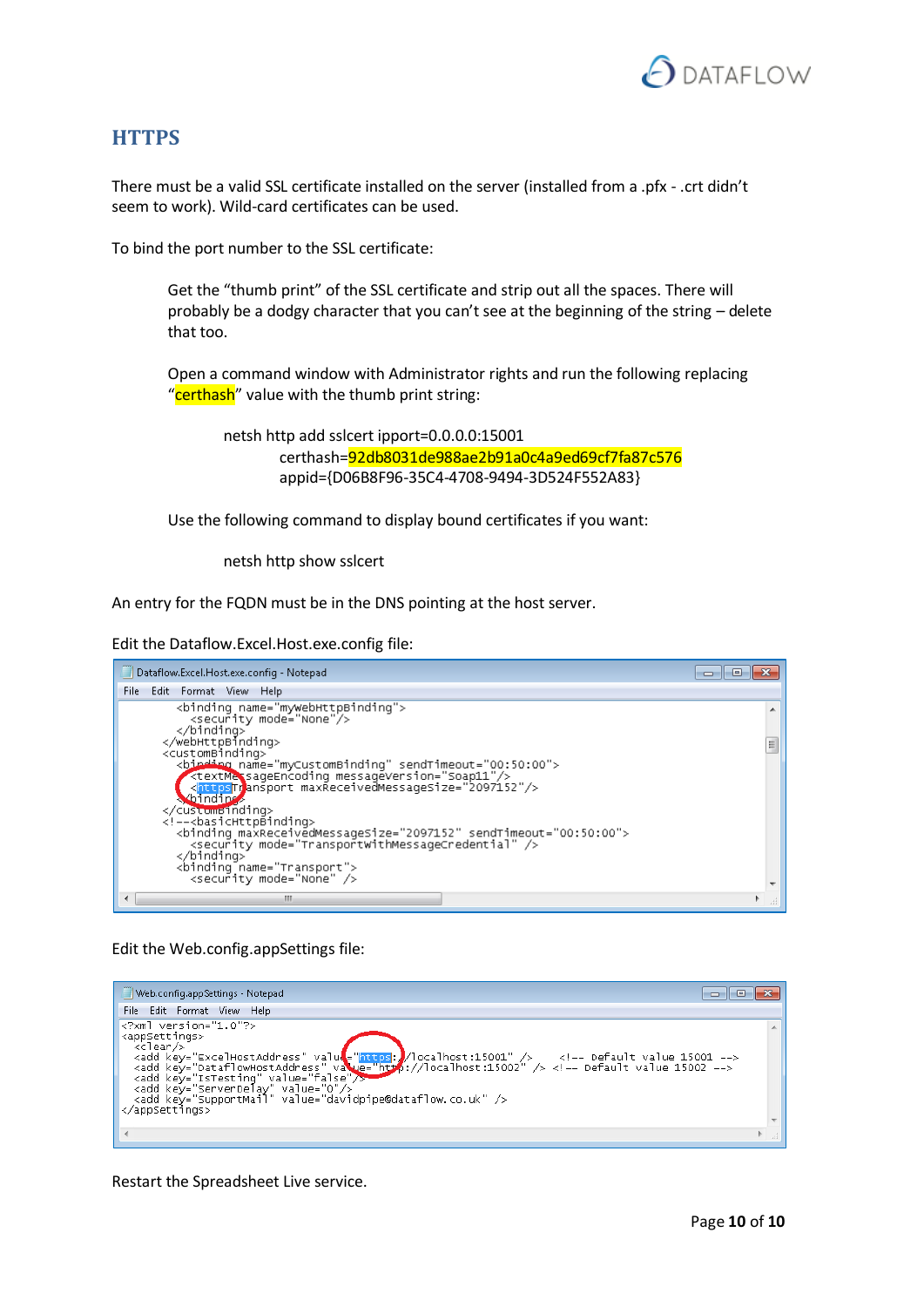## HTTPS

There must be a valid SSL certificate installed on the server (installed from a .pfx - .crt didn't seem to work). Wild-card certificates can be used.

To bind the port number to the SSL certificate:

> Get the "thumb print" of the SSL certificate and strip out all the spaces. There will probably be a dodgy character that you can't see at the beginning of the string – delete that too.
>
> Open a command window with Administrator rights and run the following replacing "certhash" value with the thumb print string:
>
> ```
> netsh http add sslcert ipport=0.0.0.0:15001
>         certhash=92db8031de988ae2b91a0c4a9ed69cf7fa87c576
>         appid={D06B8F96-35C4-4708-9494-3D524F552A83}
> ```
>
> Use the following command to display bound certificates if you want:
>
> ```
> netsh http show sslcert
> ```

An entry for the FQDN must be in the DNS pointing at the host server.

Edit the Dataflow.Excel.Host.exe.config file:

```
Dataflow.Excel.Host.exe.config - Notepad
File  Edit  Format  View  Help
      <binding name="myWebHttpBinding">
        <security mode="None"/>
      </binding>
    </webHttpBinding>
    <customBinding>
      <binding name="myCustomBinding" sendTimeout="00:50:00">
        <textMessageEncoding messageVersion="Soap11"/>
        <httpsTransport maxReceivedMessageSize="2097152"/>
      </binding>
    </customBinding>
    <!--<basicHttpBinding>
      <binding maxReceivedMessageSize="2097152" sendTimeout="00:50:00">
        <security mode="TransportWithMessageCredential" />
      </binding>
      <binding name="Transport">
        <security mode="None" />
```

Edit the Web.config.appSettings file:

```
Web.config.appSettings - Notepad
File  Edit  Format  View  Help
<?xml version="1.0"?>
<appSettings>
  <clear/>
  <add key="ExcelHostAddress" value="https://localhost:15001" />   <!-- Default value 15001 -->
  <add key="DataflowHostAddress" value="http://localhost:15002" /> <!-- Default value 15002 -->
  <add key="IsTesting" value="false"/>
  <add key="ServerDelay" value="0"/>
  <add key="SupportMail" value="davidpipe@dataflow.co.uk" />
</appSettings>
```

Restart the Spreadsheet Live service.